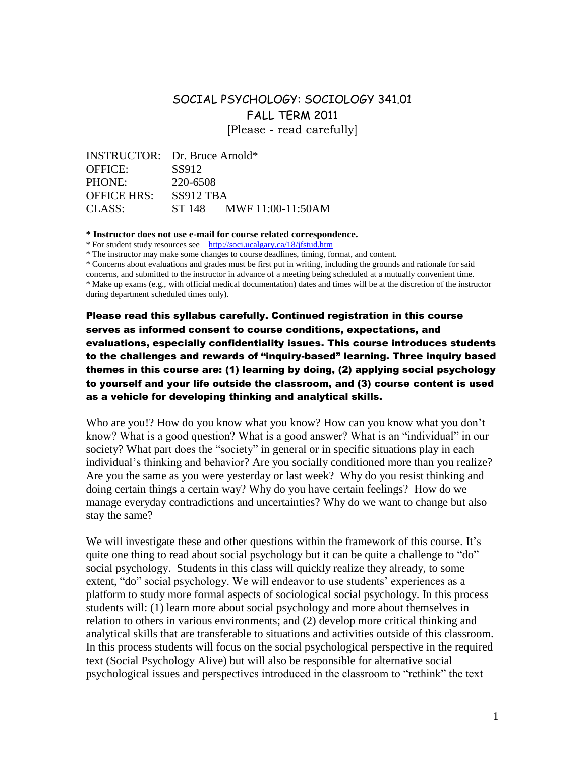# SOCIAL PSYCHOLOGY: SOCIOLOGY 341.01
## FALL TERM 2011

[Please - read carefully]

| | |
|---|---|
| INSTRUCTOR: | Dr. Bruce Arnold* |
| OFFICE: | SS912 |
| PHONE: | 220-6508 |
| OFFICE HRS: | SS912 TBA |
| CLASS: | ST 148 MWF 11:00-11:50AM |

**\* Instructor does not use e-mail for course related correspondence.**

\* For student study resources see http://soci.ucalgary.ca/18/jfstud.htm

\* The instructor may make some changes to course deadlines, timing, format, and content.

\* Concerns about evaluations and grades must be first put in writing, including the grounds and rationale for said concerns, and submitted to the instructor in advance of a meeting being scheduled at a mutually convenient time.

\* Make up exams (e.g., with official medical documentation) dates and times will be at the discretion of the instructor during department scheduled times only).

**Please read this syllabus carefully. Continued registration in this course serves as informed consent to course conditions, expectations, and evaluations, especially confidentiality issues. This course introduces students to the challenges and rewards of "inquiry-based" learning. Three inquiry based themes in this course are: (1) learning by doing, (2) applying social psychology to yourself and your life outside the classroom, and (3) course content is used as a vehicle for developing thinking and analytical skills.**

Who are you!? How do you know what you know? How can you know what you don't know? What is a good question? What is a good answer? What is an "individual" in our society? What part does the "society" in general or in specific situations play in each individual's thinking and behavior? Are you socially conditioned more than you realize? Are you the same as you were yesterday or last week? Why do you resist thinking and doing certain things a certain way? Why do you have certain feelings? How do we manage everyday contradictions and uncertainties? Why do we want to change but also stay the same?

We will investigate these and other questions within the framework of this course. It's quite one thing to read about social psychology but it can be quite a challenge to "do" social psychology. Students in this class will quickly realize they already, to some extent, "do" social psychology. We will endeavor to use students' experiences as a platform to study more formal aspects of sociological social psychology. In this process students will: (1) learn more about social psychology and more about themselves in relation to others in various environments; and (2) develop more critical thinking and analytical skills that are transferable to situations and activities outside of this classroom. In this process students will focus on the social psychological perspective in the required text (Social Psychology Alive) but will also be responsible for alternative social psychological issues and perspectives introduced in the classroom to "rethink" the text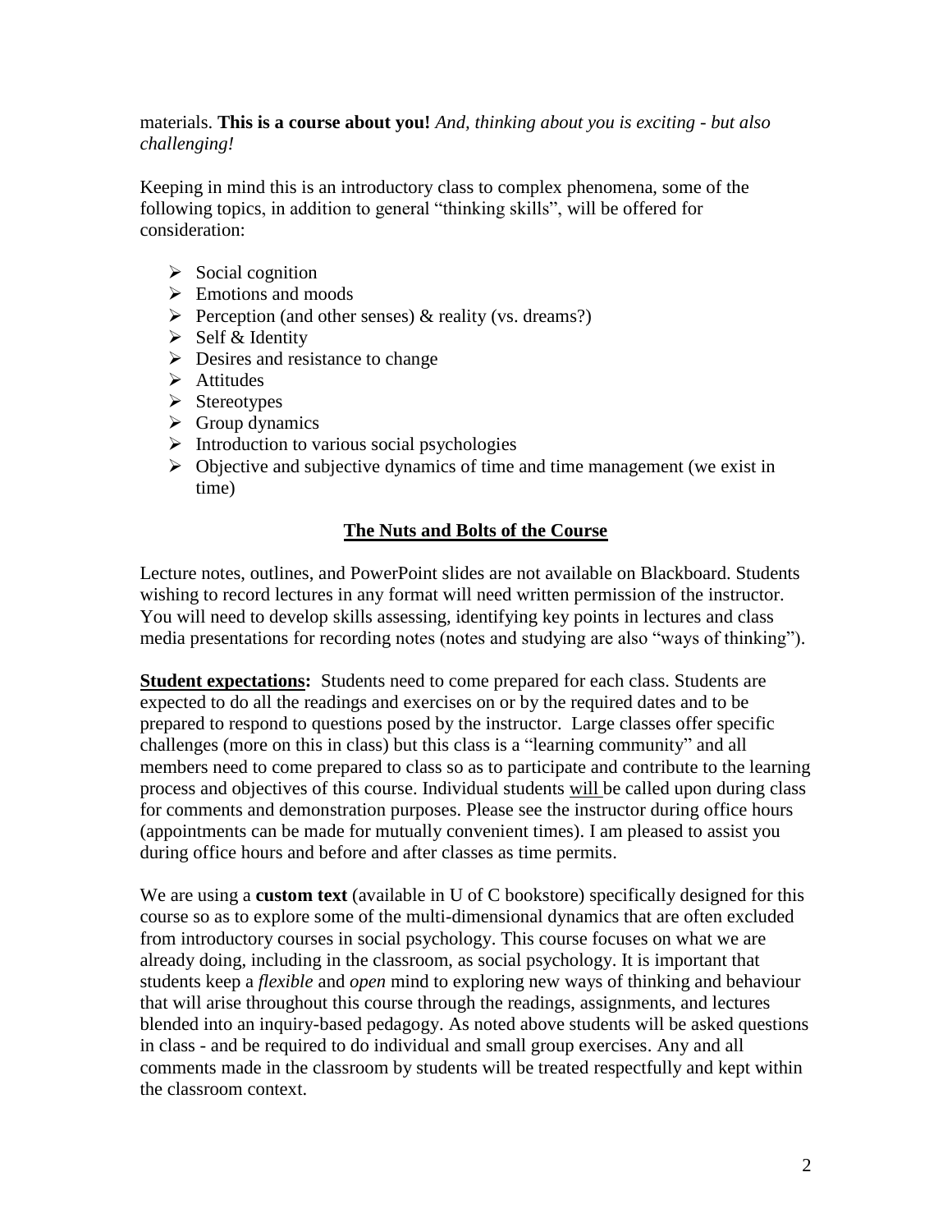materials. **This is a course about you!** *And, thinking about you is exciting - but also challenging!*

Keeping in mind this is an introductory class to complex phenomena, some of the following topics, in addition to general "thinking skills", will be offered for consideration:

- Social cognition
- Emotions and moods
- Perception (and other senses) & reality (vs. dreams?)
- Self & Identity
- Desires and resistance to change
- Attitudes
- Stereotypes
- Group dynamics
- Introduction to various social psychologies
- Objective and subjective dynamics of time and time management (we exist in time)

## The Nuts and Bolts of the Course

Lecture notes, outlines, and PowerPoint slides are not available on Blackboard. Students wishing to record lectures in any format will need written permission of the instructor. You will need to develop skills assessing, identifying key points in lectures and class media presentations for recording notes (notes and studying are also "ways of thinking").

**Student expectations:** Students need to come prepared for each class. Students are expected to do all the readings and exercises on or by the required dates and to be prepared to respond to questions posed by the instructor. Large classes offer specific challenges (more on this in class) but this class is a "learning community" and all members need to come prepared to class so as to participate and contribute to the learning process and objectives of this course. Individual students will be called upon during class for comments and demonstration purposes. Please see the instructor during office hours (appointments can be made for mutually convenient times). I am pleased to assist you during office hours and before and after classes as time permits.

We are using a **custom text** (available in U of C bookstore) specifically designed for this course so as to explore some of the multi-dimensional dynamics that are often excluded from introductory courses in social psychology. This course focuses on what we are already doing, including in the classroom, as social psychology. It is important that students keep a *flexible* and *open* mind to exploring new ways of thinking and behaviour that will arise throughout this course through the readings, assignments, and lectures blended into an inquiry-based pedagogy. As noted above students will be asked questions in class - and be required to do individual and small group exercises. Any and all comments made in the classroom by students will be treated respectfully and kept within the classroom context.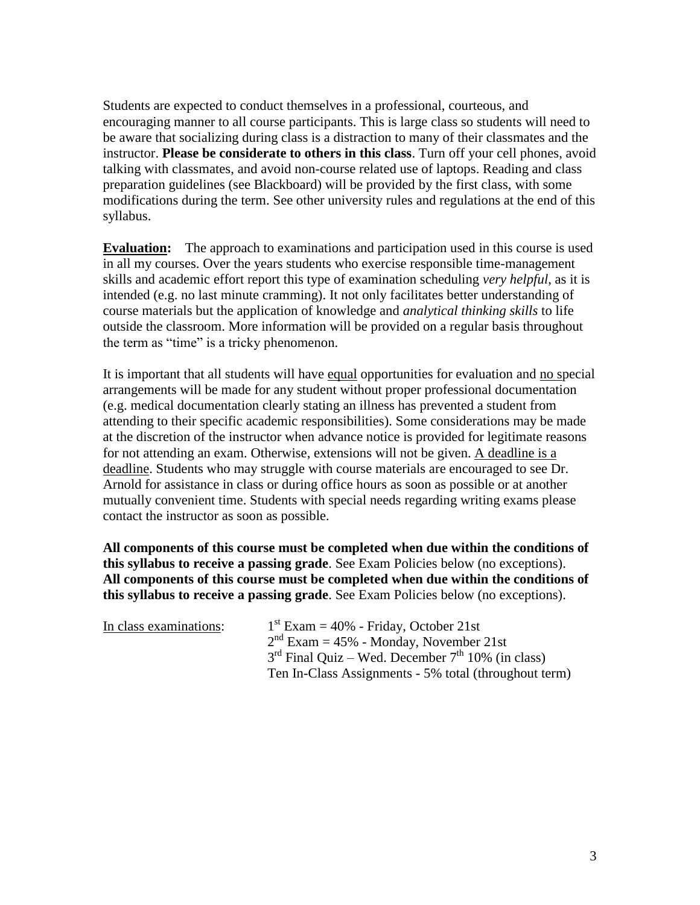Students are expected to conduct themselves in a professional, courteous, and encouraging manner to all course participants. This is large class so students will need to be aware that socializing during class is a distraction to many of their classmates and the instructor. **Please be considerate to others in this class**. Turn off your cell phones, avoid talking with classmates, and avoid non-course related use of laptops. Reading and class preparation guidelines (see Blackboard) will be provided by the first class, with some modifications during the term. See other university rules and regulations at the end of this syllabus.

**Evaluation:** The approach to examinations and participation used in this course is used in all my courses. Over the years students who exercise responsible time-management skills and academic effort report this type of examination scheduling *very helpful*, as it is intended (e.g. no last minute cramming). It not only facilitates better understanding of course materials but the application of knowledge and *analytical thinking skills* to life outside the classroom. More information will be provided on a regular basis throughout the term as "time" is a tricky phenomenon.

It is important that all students will have equal opportunities for evaluation and no special arrangements will be made for any student without proper professional documentation (e.g. medical documentation clearly stating an illness has prevented a student from attending to their specific academic responsibilities). Some considerations may be made at the discretion of the instructor when advance notice is provided for legitimate reasons for not attending an exam. Otherwise, extensions will not be given. A deadline is a deadline. Students who may struggle with course materials are encouraged to see Dr. Arnold for assistance in class or during office hours as soon as possible or at another mutually convenient time. Students with special needs regarding writing exams please contact the instructor as soon as possible.

**All components of this course must be completed when due within the conditions of this syllabus to receive a passing grade**. See Exam Policies below (no exceptions).
**All components of this course must be completed when due within the conditions of this syllabus to receive a passing grade**. See Exam Policies below (no exceptions).

In class examinations:

- 1st Exam = 40% - Friday, October 21st
- 2nd Exam = 45% - Monday, November 21st
- 3rd Final Quiz – Wed. December 7th 10% (in class)
- Ten In-Class Assignments - 5% total (throughout term)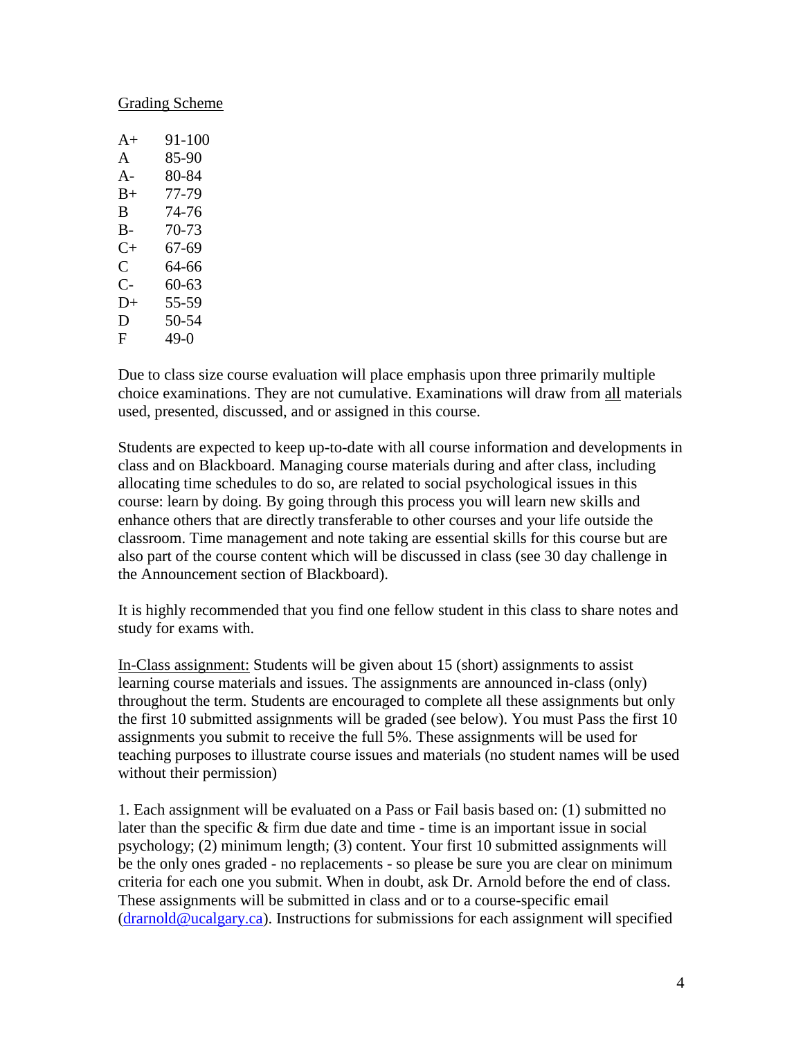Grading Scheme

| | |
|---|---|
| A+ | 91-100 |
| A | 85-90 |
| A- | 80-84 |
| B+ | 77-79 |
| B | 74-76 |
| B- | 70-73 |
| C+ | 67-69 |
| C | 64-66 |
| C- | 60-63 |
| D+ | 55-59 |
| D | 50-54 |
| F | 49-0 |

Due to class size course evaluation will place emphasis upon three primarily multiple choice examinations. They are not cumulative. Examinations will draw from all materials used, presented, discussed, and or assigned in this course.

Students are expected to keep up-to-date with all course information and developments in class and on Blackboard. Managing course materials during and after class, including allocating time schedules to do so, are related to social psychological issues in this course: learn by doing. By going through this process you will learn new skills and enhance others that are directly transferable to other courses and your life outside the classroom. Time management and note taking are essential skills for this course but are also part of the course content which will be discussed in class (see 30 day challenge in the Announcement section of Blackboard).

It is highly recommended that you find one fellow student in this class to share notes and study for exams with.

In-Class assignment: Students will be given about 15 (short) assignments to assist learning course materials and issues. The assignments are announced in-class (only) throughout the term. Students are encouraged to complete all these assignments but only the first 10 submitted assignments will be graded (see below). You must Pass the first 10 assignments you submit to receive the full 5%. These assignments will be used for teaching purposes to illustrate course issues and materials (no student names will be used without their permission)

1. Each assignment will be evaluated on a Pass or Fail basis based on: (1) submitted no later than the specific & firm due date and time - time is an important issue in social psychology; (2) minimum length; (3) content. Your first 10 submitted assignments will be the only ones graded - no replacements - so please be sure you are clear on minimum criteria for each one you submit. When in doubt, ask Dr. Arnold before the end of class. These assignments will be submitted in class and or to a course-specific email (drarnold@ucalgary.ca). Instructions for submissions for each assignment will specified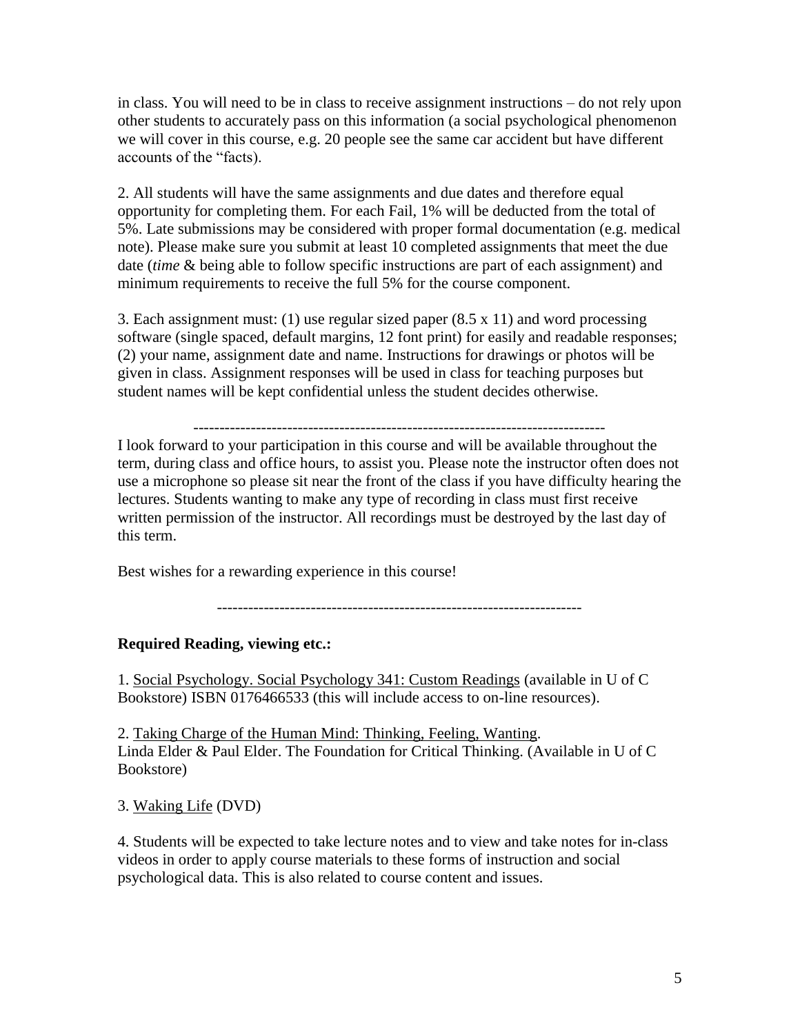in class. You will need to be in class to receive assignment instructions – do not rely upon other students to accurately pass on this information (a social psychological phenomenon we will cover in this course, e.g. 20 people see the same car accident but have different accounts of the "facts).

2. All students will have the same assignments and due dates and therefore equal opportunity for completing them. For each Fail, 1% will be deducted from the total of 5%. Late submissions may be considered with proper formal documentation (e.g. medical note). Please make sure you submit at least 10 completed assignments that meet the due date (*time* & being able to follow specific instructions are part of each assignment) and minimum requirements to receive the full 5% for the course component.

3. Each assignment must: (1) use regular sized paper (8.5 x 11) and word processing software (single spaced, default margins, 12 font print) for easily and readable responses; (2) your name, assignment date and name. Instructions for drawings or photos will be given in class. Assignment responses will be used in class for teaching purposes but student names will be kept confidential unless the student decides otherwise.

---

I look forward to your participation in this course and will be available throughout the term, during class and office hours, to assist you. Please note the instructor often does not use a microphone so please sit near the front of the class if you have difficulty hearing the lectures. Students wanting to make any type of recording in class must first receive written permission of the instructor. All recordings must be destroyed by the last day of this term.

Best wishes for a rewarding experience in this course!

---

**Required Reading, viewing etc.:**

1. Social Psychology. Social Psychology 341: Custom Readings (available in U of C Bookstore) ISBN 0176466533 (this will include access to on-line resources).

2. Taking Charge of the Human Mind: Thinking, Feeling, Wanting.
Linda Elder & Paul Elder. The Foundation for Critical Thinking. (Available in U of C Bookstore)

3. Waking Life (DVD)

4. Students will be expected to take lecture notes and to view and take notes for in-class videos in order to apply course materials to these forms of instruction and social psychological data. This is also related to course content and issues.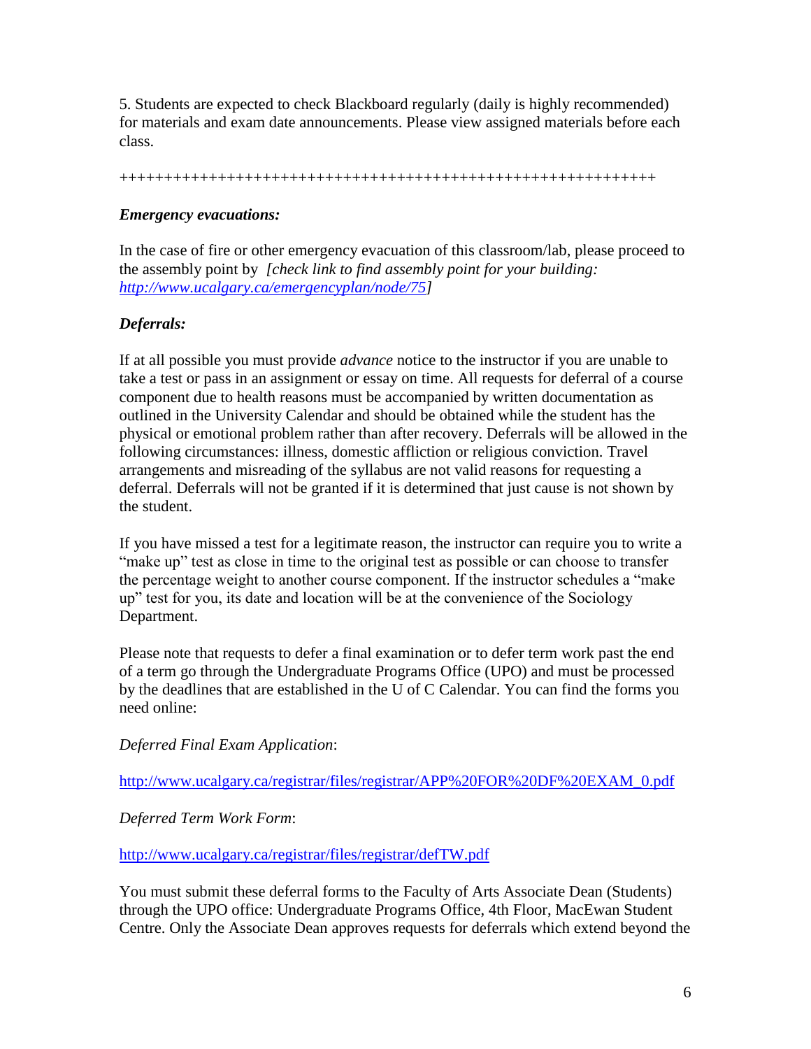5. Students are expected to check Blackboard regularly (daily is highly recommended) for materials and exam date announcements. Please view assigned materials before each class.

+++++++++++++++++++++++++++++++++++++++++++++++++++++++++++

***Emergency evacuations:***

In the case of fire or other emergency evacuation of this classroom/lab, please proceed to the assembly point by *[check link to find assembly point for your building: http://www.ucalgary.ca/emergencyplan/node/75]*

***Deferrals:***

If at all possible you must provide *advance* notice to the instructor if you are unable to take a test or pass in an assignment or essay on time. All requests for deferral of a course component due to health reasons must be accompanied by written documentation as outlined in the University Calendar and should be obtained while the student has the physical or emotional problem rather than after recovery. Deferrals will be allowed in the following circumstances: illness, domestic affliction or religious conviction. Travel arrangements and misreading of the syllabus are not valid reasons for requesting a deferral. Deferrals will not be granted if it is determined that just cause is not shown by the student.

If you have missed a test for a legitimate reason, the instructor can require you to write a "make up" test as close in time to the original test as possible or can choose to transfer the percentage weight to another course component. If the instructor schedules a "make up" test for you, its date and location will be at the convenience of the Sociology Department.

Please note that requests to defer a final examination or to defer term work past the end of a term go through the Undergraduate Programs Office (UPO) and must be processed by the deadlines that are established in the U of C Calendar. You can find the forms you need online:

*Deferred Final Exam Application*:

http://www.ucalgary.ca/registrar/files/registrar/APP%20FOR%20DF%20EXAM_0.pdf

*Deferred Term Work Form*:

http://www.ucalgary.ca/registrar/files/registrar/defTW.pdf

You must submit these deferral forms to the Faculty of Arts Associate Dean (Students) through the UPO office: Undergraduate Programs Office, 4th Floor, MacEwan Student Centre. Only the Associate Dean approves requests for deferrals which extend beyond the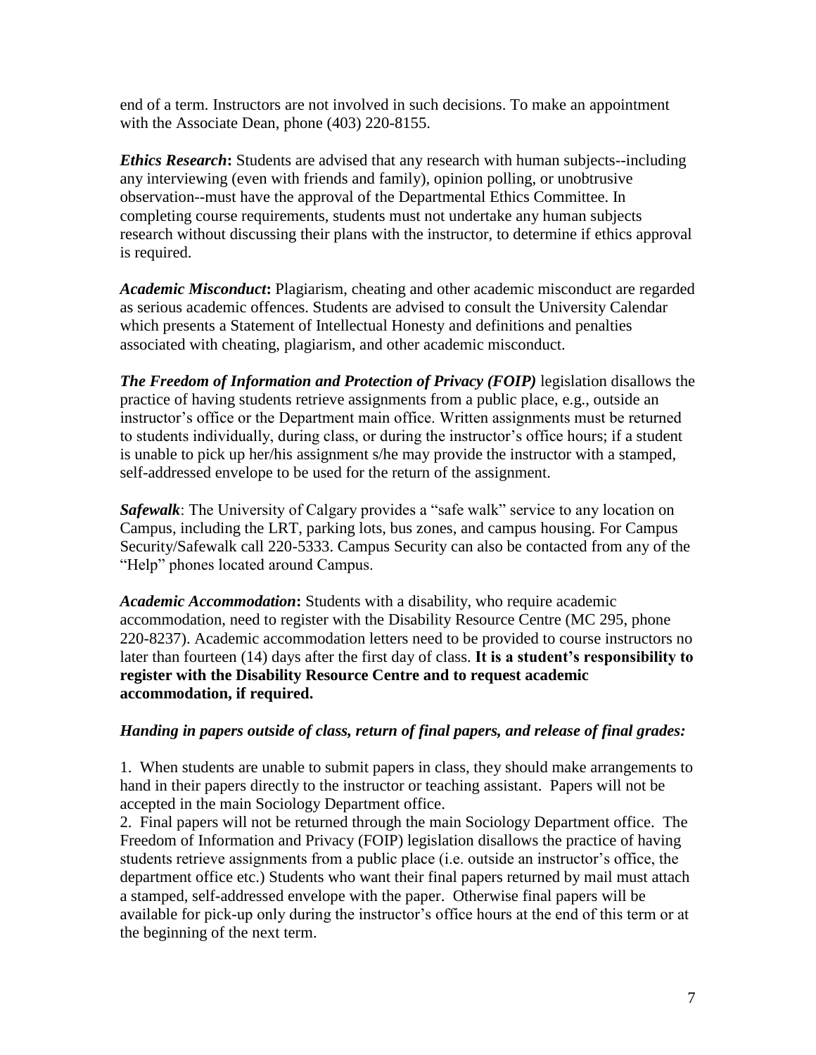end of a term. Instructors are not involved in such decisions. To make an appointment with the Associate Dean, phone (403) 220-8155.

***Ethics Research*:** Students are advised that any research with human subjects--including any interviewing (even with friends and family), opinion polling, or unobtrusive observation--must have the approval of the Departmental Ethics Committee. In completing course requirements, students must not undertake any human subjects research without discussing their plans with the instructor, to determine if ethics approval is required.

***Academic Misconduct*:** Plagiarism, cheating and other academic misconduct are regarded as serious academic offences. Students are advised to consult the University Calendar which presents a Statement of Intellectual Honesty and definitions and penalties associated with cheating, plagiarism, and other academic misconduct.

***The Freedom of Information and Protection of Privacy (FOIP)*** legislation disallows the practice of having students retrieve assignments from a public place, e.g., outside an instructor's office or the Department main office. Written assignments must be returned to students individually, during class, or during the instructor's office hours; if a student is unable to pick up her/his assignment s/he may provide the instructor with a stamped, self-addressed envelope to be used for the return of the assignment.

***Safewalk***: The University of Calgary provides a "safe walk" service to any location on Campus, including the LRT, parking lots, bus zones, and campus housing. For Campus Security/Safewalk call 220-5333. Campus Security can also be contacted from any of the "Help" phones located around Campus.

***Academic Accommodation*:** Students with a disability, who require academic accommodation, need to register with the Disability Resource Centre (MC 295, phone 220-8237). Academic accommodation letters need to be provided to course instructors no later than fourteen (14) days after the first day of class. **It is a student's responsibility to register with the Disability Resource Centre and to request academic accommodation, if required.**

***Handing in papers outside of class, return of final papers, and release of final grades:***

1. When students are unable to submit papers in class, they should make arrangements to hand in their papers directly to the instructor or teaching assistant. Papers will not be accepted in the main Sociology Department office.
2. Final papers will not be returned through the main Sociology Department office. The Freedom of Information and Privacy (FOIP) legislation disallows the practice of having students retrieve assignments from a public place (i.e. outside an instructor's office, the department office etc.) Students who want their final papers returned by mail must attach a stamped, self-addressed envelope with the paper. Otherwise final papers will be available for pick-up only during the instructor's office hours at the end of this term or at the beginning of the next term.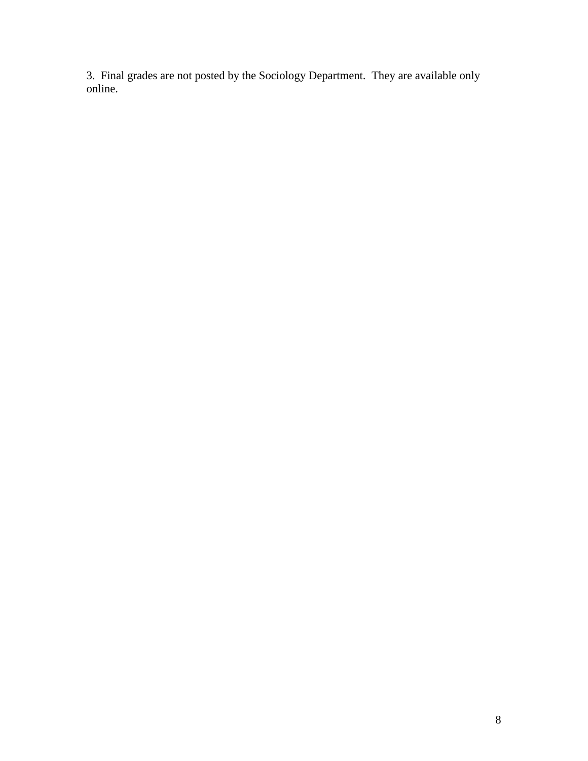3. Final grades are not posted by the Sociology Department. They are available only online.